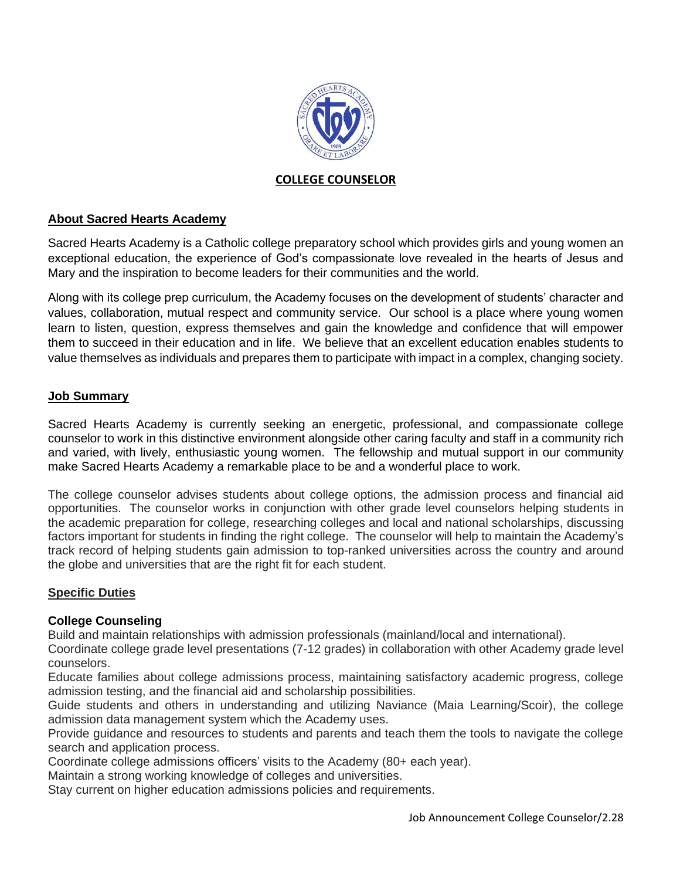# COLLEGE COUNSELOR

## About Sacred Hearts Academy

Sacred Hearts Academy is a Catholic college preparatory school which provides girls and young women an exceptional education, the experience of God's compassionate love revealed in the hearts of Jesus and Mary and the inspiration to become leaders for their communities and the world.

Along with its college prep curriculum, the Academy focuses on the development of students' character and values, collaboration, mutual respect and community service. Our school is a place where young women learn to listen, question, express themselves and gain the knowledge and confidence that will empower them to succeed in their education and in life. We believe that an excellent education enables students to value themselves as individuals and prepares them to participate with impact in a complex, changing society.

## Job Summary

Sacred Hearts Academy is currently seeking an energetic, professional, and compassionate college counselor to work in this distinctive environment alongside other caring faculty and staff in a community rich and varied, with lively, enthusiastic young women. The fellowship and mutual support in our community make Sacred Hearts Academy a remarkable place to be and a wonderful place to work.

The college counselor advises students about college options, the admission process and financial aid opportunities. The counselor works in conjunction with other grade level counselors helping students in the academic preparation for college, researching colleges and local and national scholarships, discussing factors important for students in finding the right college. The counselor will help to maintain the Academy's track record of helping students gain admission to top-ranked universities across the country and around the globe and universities that are the right fit for each student.

## Specific Duties

### College Counseling

Build and maintain relationships with admission professionals (mainland/local and international).

Coordinate college grade level presentations (7-12 grades) in collaboration with other Academy grade level counselors.

Educate families about college admissions process, maintaining satisfactory academic progress, college admission testing, and the financial aid and scholarship possibilities.

Guide students and others in understanding and utilizing Naviance (Maia Learning/Scoir), the college admission data management system which the Academy uses.

Provide guidance and resources to students and parents and teach them the tools to navigate the college search and application process.

Coordinate college admissions officers' visits to the Academy (80+ each year).

Maintain a strong working knowledge of colleges and universities.

Stay current on higher education admissions policies and requirements.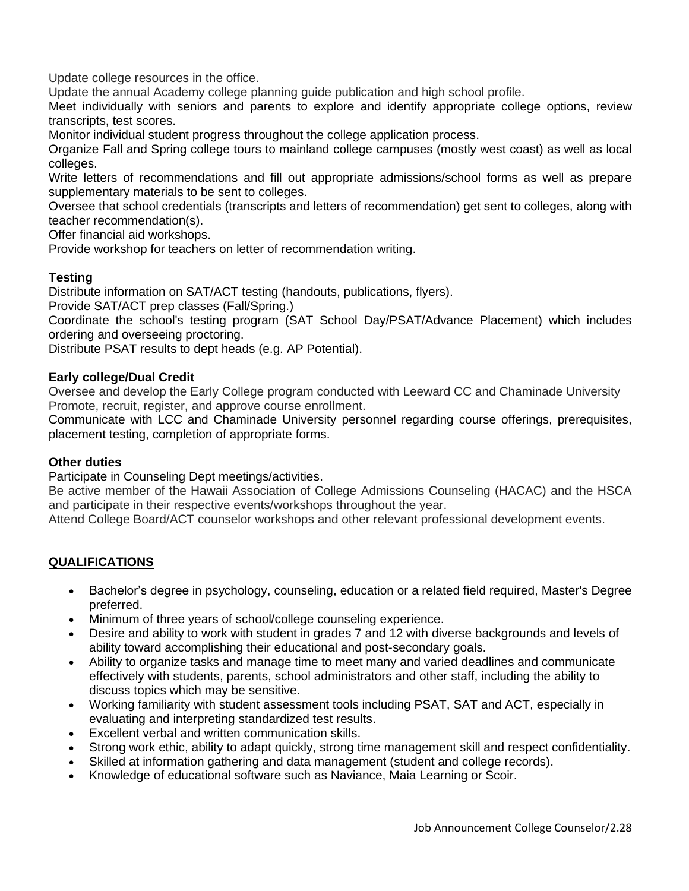Update college resources in the office.

Update the annual Academy college planning guide publication and high school profile.

Meet individually with seniors and parents to explore and identify appropriate college options, review transcripts, test scores.

Monitor individual student progress throughout the college application process.

Organize Fall and Spring college tours to mainland college campuses (mostly west coast) as well as local colleges.

Write letters of recommendations and fill out appropriate admissions/school forms as well as prepare supplementary materials to be sent to colleges.

Oversee that school credentials (transcripts and letters of recommendation) get sent to colleges, along with teacher recommendation(s).

Offer financial aid workshops.

Provide workshop for teachers on letter of recommendation writing.

**Testing**

Distribute information on SAT/ACT testing (handouts, publications, flyers).

Provide SAT/ACT prep classes (Fall/Spring.)

Coordinate the school's testing program (SAT School Day/PSAT/Advance Placement) which includes ordering and overseeing proctoring.

Distribute PSAT results to dept heads (e.g. AP Potential).

**Early college/Dual Credit**

Oversee and develop the Early College program conducted with Leeward CC and Chaminade University

Promote, recruit, register, and approve course enrollment.

Communicate with LCC and Chaminade University personnel regarding course offerings, prerequisites, placement testing, completion of appropriate forms.

**Other duties**

Participate in Counseling Dept meetings/activities.

Be active member of the Hawaii Association of College Admissions Counseling (HACAC) and the HSCA and participate in their respective events/workshops throughout the year.

Attend College Board/ACT counselor workshops and other relevant professional development events.

## QUALIFICATIONS

- Bachelor's degree in psychology, counseling, education or a related field required, Master's Degree preferred.
- Minimum of three years of school/college counseling experience.
- Desire and ability to work with student in grades 7 and 12 with diverse backgrounds and levels of ability toward accomplishing their educational and post-secondary goals.
- Ability to organize tasks and manage time to meet many and varied deadlines and communicate effectively with students, parents, school administrators and other staff, including the ability to discuss topics which may be sensitive.
- Working familiarity with student assessment tools including PSAT, SAT and ACT, especially in evaluating and interpreting standardized test results.
- Excellent verbal and written communication skills.
- Strong work ethic, ability to adapt quickly, strong time management skill and respect confidentiality.
- Skilled at information gathering and data management (student and college records).
- Knowledge of educational software such as Naviance, Maia Learning or Scoir.

Job Announcement College Counselor/2.28